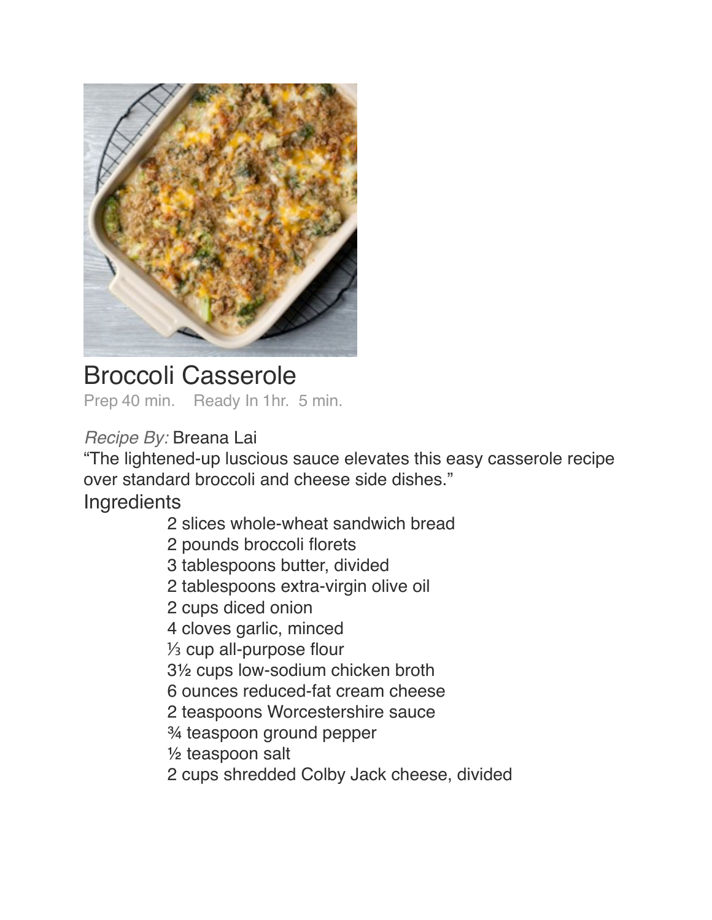# Broccoli Casserole

Prep 40 min.    Ready In 1hr.  5 min.

*Recipe By:* Breana Lai

"The lightened-up luscious sauce elevates this easy casserole recipe over standard broccoli and cheese side dishes."

## Ingredients

- 2 slices whole-wheat sandwich bread
- 2 pounds broccoli florets
- 3 tablespoons butter, divided
- 2 tablespoons extra-virgin olive oil
- 2 cups diced onion
- 4 cloves garlic, minced
- ⅓ cup all-purpose flour
- 3½ cups low-sodium chicken broth
- 6 ounces reduced-fat cream cheese
- 2 teaspoons Worcestershire sauce
- ¾ teaspoon ground pepper
- ½ teaspoon salt
- 2 cups shredded Colby Jack cheese, divided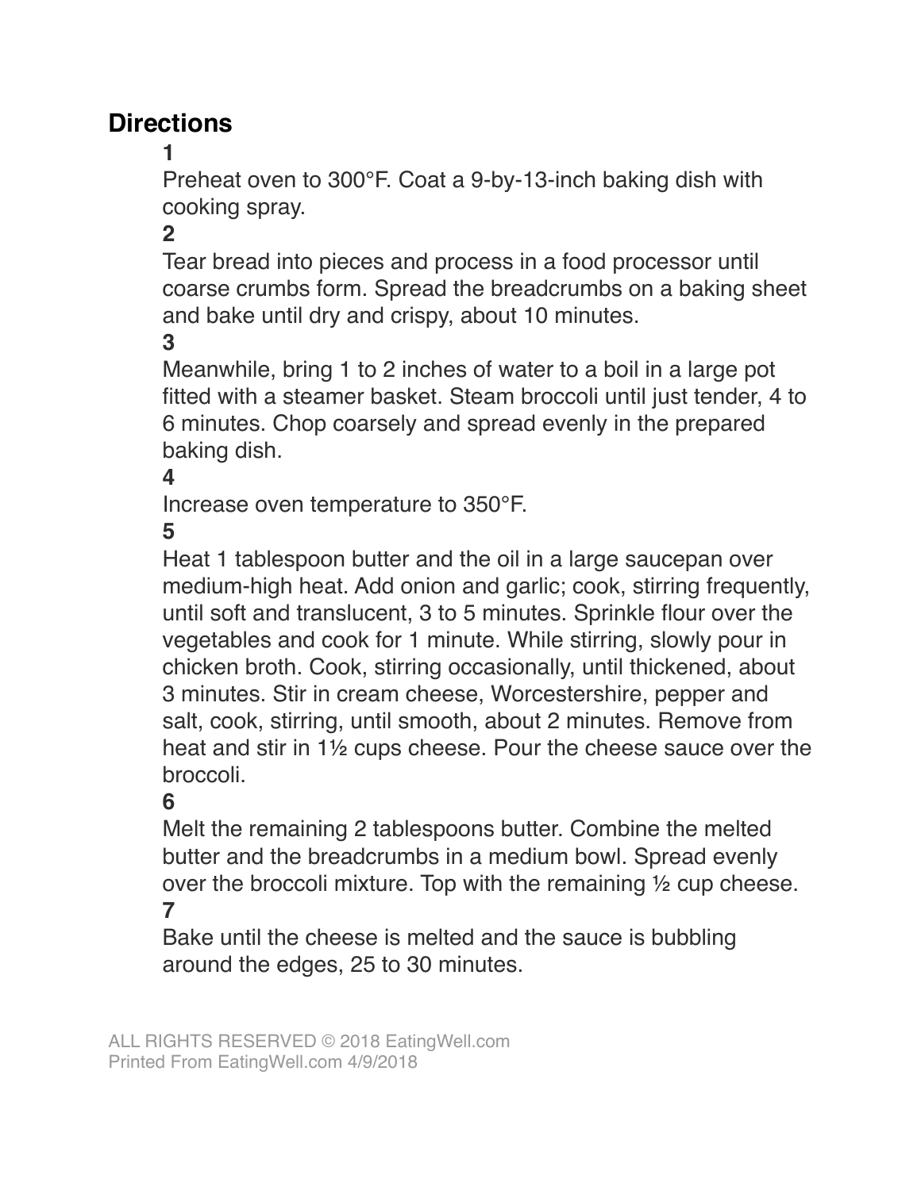## Directions

**1**

Preheat oven to 300°F. Coat a 9-by-13-inch baking dish with cooking spray.

**2**

Tear bread into pieces and process in a food processor until coarse crumbs form. Spread the breadcrumbs on a baking sheet and bake until dry and crispy, about 10 minutes.

**3**

Meanwhile, bring 1 to 2 inches of water to a boil in a large pot fitted with a steamer basket. Steam broccoli until just tender, 4 to 6 minutes. Chop coarsely and spread evenly in the prepared baking dish.

**4**

Increase oven temperature to 350°F.

**5**

Heat 1 tablespoon butter and the oil in a large saucepan over medium-high heat. Add onion and garlic; cook, stirring frequently, until soft and translucent, 3 to 5 minutes. Sprinkle flour over the vegetables and cook for 1 minute. While stirring, slowly pour in chicken broth. Cook, stirring occasionally, until thickened, about 3 minutes. Stir in cream cheese, Worcestershire, pepper and salt, cook, stirring, until smooth, about 2 minutes. Remove from heat and stir in 1½ cups cheese. Pour the cheese sauce over the broccoli.

**6**

Melt the remaining 2 tablespoons butter. Combine the melted butter and the breadcrumbs in a medium bowl. Spread evenly over the broccoli mixture. Top with the remaining ½ cup cheese.

**7**

Bake until the cheese is melted and the sauce is bubbling around the edges, 25 to 30 minutes.

ALL RIGHTS RESERVED © 2018 EatingWell.com
Printed From EatingWell.com 4/9/2018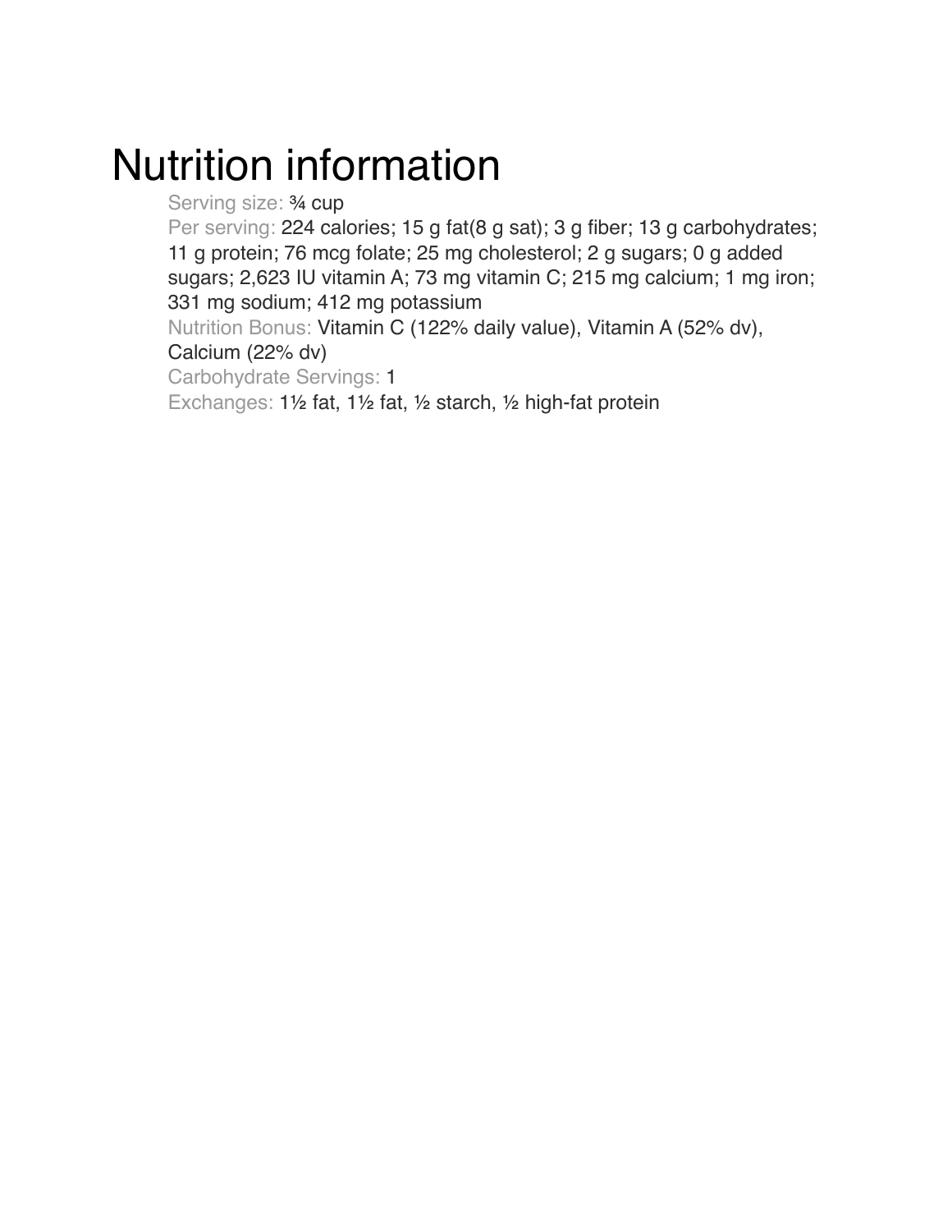# Nutrition information

Serving size: ¾ cup

Per serving: 224 calories; 15 g fat(8 g sat); 3 g fiber; 13 g carbohydrates; 11 g protein; 76 mcg folate; 25 mg cholesterol; 2 g sugars; 0 g added sugars; 2,623 IU vitamin A; 73 mg vitamin C; 215 mg calcium; 1 mg iron; 331 mg sodium; 412 mg potassium

Nutrition Bonus: Vitamin C (122% daily value), Vitamin A (52% dv), Calcium (22% dv)

Carbohydrate Servings: 1

Exchanges: 1½ fat, 1½ fat, ½ starch, ½ high-fat protein